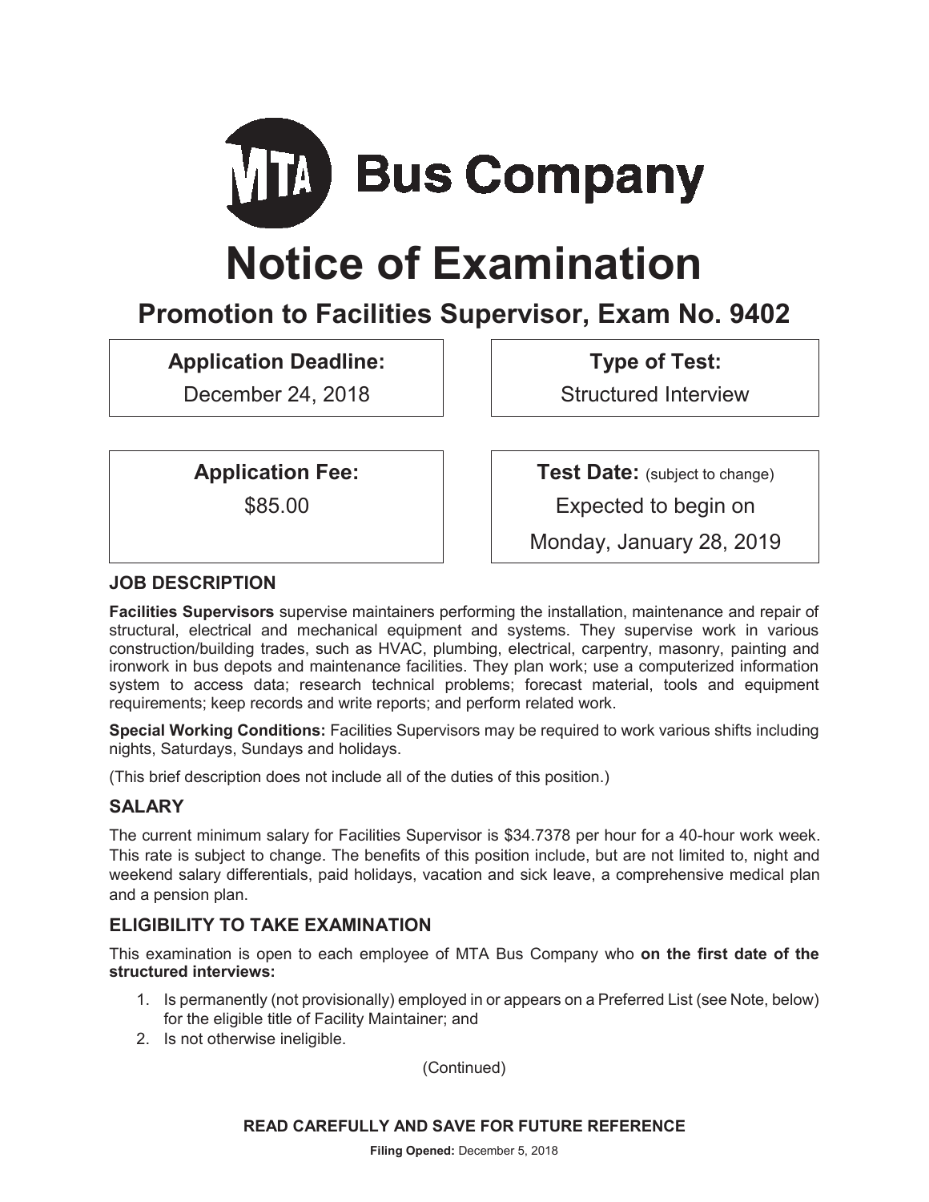# MTA Bus Company

# Notice of Examination

## Promotion to Facilities Supervisor, Exam No. 9402

| **Application Deadline:** | **Type of Test:** |
|---|---|
| December 24, 2018 | Structured Interview |

| **Application Fee:** | **Test Date:** (subject to change) |
|---|---|
| $85.00 | Expected to begin on Monday, January 28, 2019 |

### JOB DESCRIPTION

**Facilities Supervisors** supervise maintainers performing the installation, maintenance and repair of structural, electrical and mechanical equipment and systems. They supervise work in various construction/building trades, such as HVAC, plumbing, electrical, carpentry, masonry, painting and ironwork in bus depots and maintenance facilities. They plan work; use a computerized information system to access data; research technical problems; forecast material, tools and equipment requirements; keep records and write reports; and perform related work.

**Special Working Conditions:** Facilities Supervisors may be required to work various shifts including nights, Saturdays, Sundays and holidays.

(This brief description does not include all of the duties of this position.)

### SALARY

The current minimum salary for Facilities Supervisor is $34.7378 per hour for a 40-hour work week. This rate is subject to change. The benefits of this position include, but are not limited to, night and weekend salary differentials, paid holidays, vacation and sick leave, a comprehensive medical plan and a pension plan.

### ELIGIBILITY TO TAKE EXAMINATION

This examination is open to each employee of MTA Bus Company who **on the first date of the structured interviews:**

1. Is permanently (not provisionally) employed in or appears on a Preferred List (see Note, below) for the eligible title of Facility Maintainer; and
2. Is not otherwise ineligible.

(Continued)

**READ CAREFULLY AND SAVE FOR FUTURE REFERENCE**

**Filing Opened:** December 5, 2018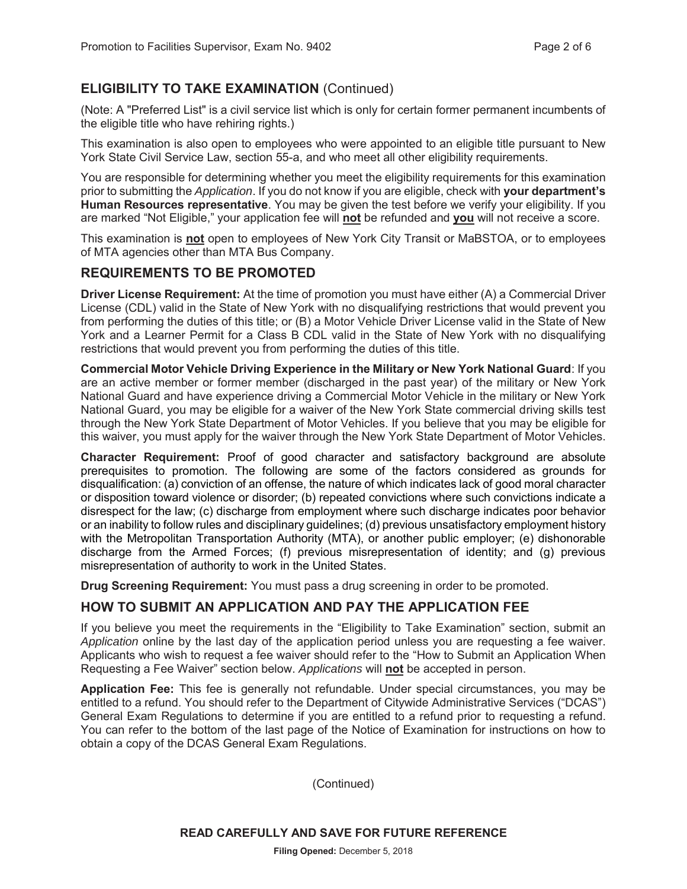## ELIGIBILITY TO TAKE EXAMINATION (Continued)

(Note: A "Preferred List" is a civil service list which is only for certain former permanent incumbents of the eligible title who have rehiring rights.)

This examination is also open to employees who were appointed to an eligible title pursuant to New York State Civil Service Law, section 55-a, and who meet all other eligibility requirements.

You are responsible for determining whether you meet the eligibility requirements for this examination prior to submitting the *Application*. If you do not know if you are eligible, check with **your department's Human Resources representative**. You may be given the test before we verify your eligibility. If you are marked "Not Eligible," your application fee will **not** be refunded and **you** will not receive a score.

This examination is **not** open to employees of New York City Transit or MaBSTOA, or to employees of MTA agencies other than MTA Bus Company.

## REQUIREMENTS TO BE PROMOTED

**Driver License Requirement:** At the time of promotion you must have either (A) a Commercial Driver License (CDL) valid in the State of New York with no disqualifying restrictions that would prevent you from performing the duties of this title; or (B) a Motor Vehicle Driver License valid in the State of New York and a Learner Permit for a Class B CDL valid in the State of New York with no disqualifying restrictions that would prevent you from performing the duties of this title.

**Commercial Motor Vehicle Driving Experience in the Military or New York National Guard**: If you are an active member or former member (discharged in the past year) of the military or New York National Guard and have experience driving a Commercial Motor Vehicle in the military or New York National Guard, you may be eligible for a waiver of the New York State commercial driving skills test through the New York State Department of Motor Vehicles. If you believe that you may be eligible for this waiver, you must apply for the waiver through the New York State Department of Motor Vehicles.

**Character Requirement:** Proof of good character and satisfactory background are absolute prerequisites to promotion. The following are some of the factors considered as grounds for disqualification: (a) conviction of an offense, the nature of which indicates lack of good moral character or disposition toward violence or disorder; (b) repeated convictions where such convictions indicate a disrespect for the law; (c) discharge from employment where such discharge indicates poor behavior or an inability to follow rules and disciplinary guidelines; (d) previous unsatisfactory employment history with the Metropolitan Transportation Authority (MTA), or another public employer; (e) dishonorable discharge from the Armed Forces; (f) previous misrepresentation of identity; and (g) previous misrepresentation of authority to work in the United States.

**Drug Screening Requirement:** You must pass a drug screening in order to be promoted.

## HOW TO SUBMIT AN APPLICATION AND PAY THE APPLICATION FEE

If you believe you meet the requirements in the "Eligibility to Take Examination" section, submit an *Application* online by the last day of the application period unless you are requesting a fee waiver. Applicants who wish to request a fee waiver should refer to the "How to Submit an Application When Requesting a Fee Waiver" section below. *Applications* will **not** be accepted in person.

**Application Fee:** This fee is generally not refundable. Under special circumstances, you may be entitled to a refund. You should refer to the Department of Citywide Administrative Services ("DCAS") General Exam Regulations to determine if you are entitled to a refund prior to requesting a refund. You can refer to the bottom of the last page of the Notice of Examination for instructions on how to obtain a copy of the DCAS General Exam Regulations.

(Continued)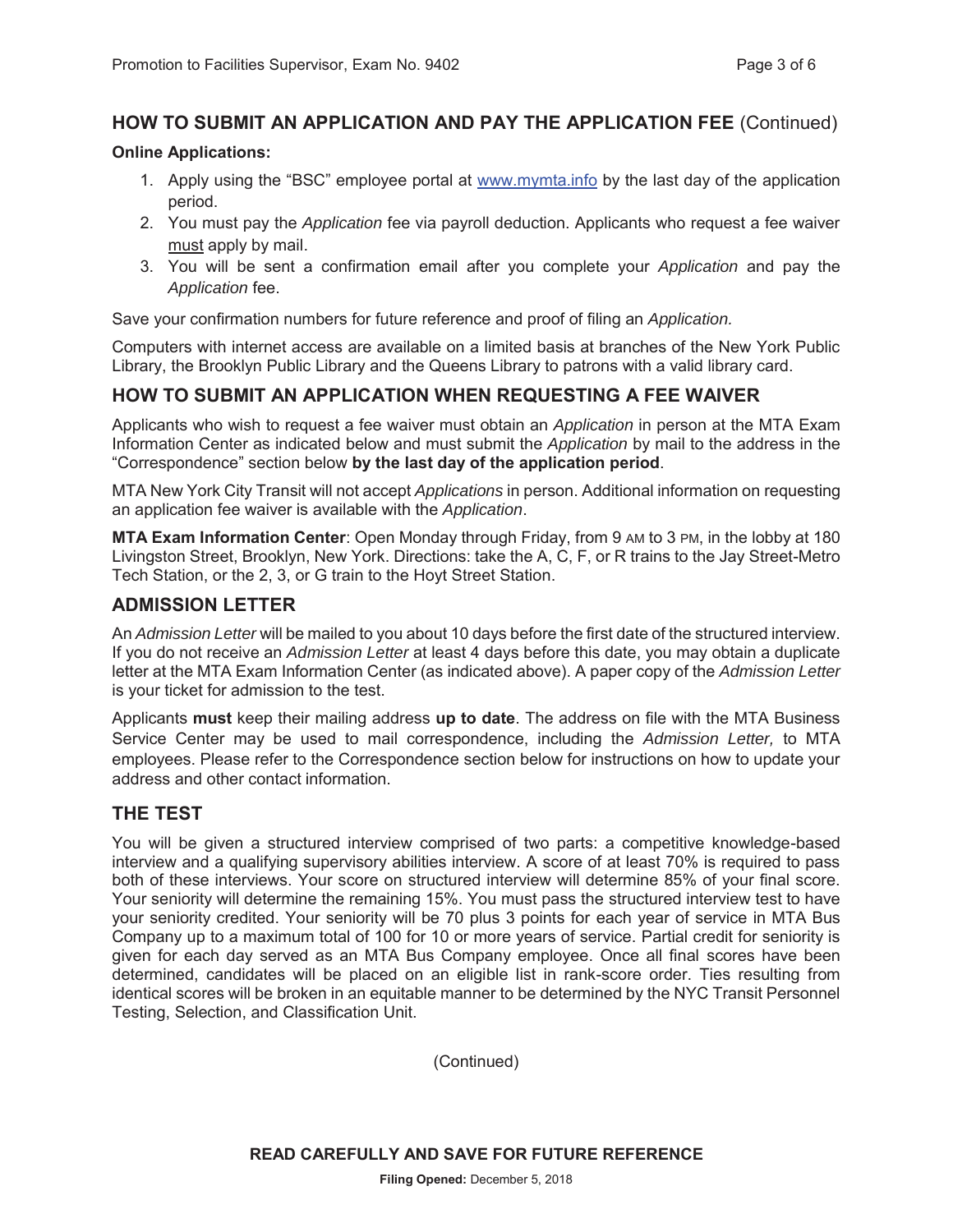## HOW TO SUBMIT AN APPLICATION AND PAY THE APPLICATION FEE (Continued)

**Online Applications:**

1. Apply using the "BSC" employee portal at www.mymta.info by the last day of the application period.
2. You must pay the *Application* fee via payroll deduction. Applicants who request a fee waiver must apply by mail.
3. You will be sent a confirmation email after you complete your *Application* and pay the *Application* fee.

Save your confirmation numbers for future reference and proof of filing an *Application.*

Computers with internet access are available on a limited basis at branches of the New York Public Library, the Brooklyn Public Library and the Queens Library to patrons with a valid library card.

## HOW TO SUBMIT AN APPLICATION WHEN REQUESTING A FEE WAIVER

Applicants who wish to request a fee waiver must obtain an *Application* in person at the MTA Exam Information Center as indicated below and must submit the *Application* by mail to the address in the "Correspondence" section below **by the last day of the application period**.

MTA New York City Transit will not accept *Applications* in person. Additional information on requesting an application fee waiver is available with the *Application*.

**MTA Exam Information Center**: Open Monday through Friday, from 9 AM to 3 PM, in the lobby at 180 Livingston Street, Brooklyn, New York. Directions: take the A, C, F, or R trains to the Jay Street-Metro Tech Station, or the 2, 3, or G train to the Hoyt Street Station.

## ADMISSION LETTER

An *Admission Letter* will be mailed to you about 10 days before the first date of the structured interview. If you do not receive an *Admission Letter* at least 4 days before this date, you may obtain a duplicate letter at the MTA Exam Information Center (as indicated above). A paper copy of the *Admission Letter* is your ticket for admission to the test.

Applicants **must** keep their mailing address **up to date**. The address on file with the MTA Business Service Center may be used to mail correspondence, including the *Admission Letter,* to MTA employees. Please refer to the Correspondence section below for instructions on how to update your address and other contact information.

## THE TEST

You will be given a structured interview comprised of two parts: a competitive knowledge-based interview and a qualifying supervisory abilities interview. A score of at least 70% is required to pass both of these interviews. Your score on structured interview will determine 85% of your final score. Your seniority will determine the remaining 15%. You must pass the structured interview test to have your seniority credited. Your seniority will be 70 plus 3 points for each year of service in MTA Bus Company up to a maximum total of 100 for 10 or more years of service. Partial credit for seniority is given for each day served as an MTA Bus Company employee. Once all final scores have been determined, candidates will be placed on an eligible list in rank-score order. Ties resulting from identical scores will be broken in an equitable manner to be determined by the NYC Transit Personnel Testing, Selection, and Classification Unit.

(Continued)

**READ CAREFULLY AND SAVE FOR FUTURE REFERENCE**

**Filing Opened:** December 5, 2018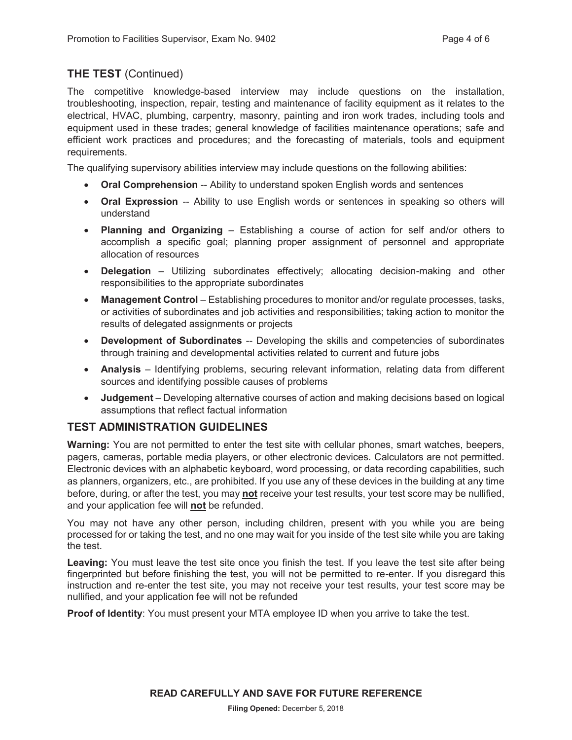## THE TEST (Continued)

The competitive knowledge-based interview may include questions on the installation, troubleshooting, inspection, repair, testing and maintenance of facility equipment as it relates to the electrical, HVAC, plumbing, carpentry, masonry, painting and iron work trades, including tools and equipment used in these trades; general knowledge of facilities maintenance operations; safe and efficient work practices and procedures; and the forecasting of materials, tools and equipment requirements.

The qualifying supervisory abilities interview may include questions on the following abilities:

- **Oral Comprehension** -- Ability to understand spoken English words and sentences
- **Oral Expression** -- Ability to use English words or sentences in speaking so others will understand
- **Planning and Organizing** – Establishing a course of action for self and/or others to accomplish a specific goal; planning proper assignment of personnel and appropriate allocation of resources
- **Delegation** – Utilizing subordinates effectively; allocating decision-making and other responsibilities to the appropriate subordinates
- **Management Control** – Establishing procedures to monitor and/or regulate processes, tasks, or activities of subordinates and job activities and responsibilities; taking action to monitor the results of delegated assignments or projects
- **Development of Subordinates** -- Developing the skills and competencies of subordinates through training and developmental activities related to current and future jobs
- **Analysis** – Identifying problems, securing relevant information, relating data from different sources and identifying possible causes of problems
- **Judgement** – Developing alternative courses of action and making decisions based on logical assumptions that reflect factual information

## TEST ADMINISTRATION GUIDELINES

**Warning:** You are not permitted to enter the test site with cellular phones, smart watches, beepers, pagers, cameras, portable media players, or other electronic devices. Calculators are not permitted. Electronic devices with an alphabetic keyboard, word processing, or data recording capabilities, such as planners, organizers, etc., are prohibited. If you use any of these devices in the building at any time before, during, or after the test, you may **not** receive your test results, your test score may be nullified, and your application fee will **not** be refunded.

You may not have any other person, including children, present with you while you are being processed for or taking the test, and no one may wait for you inside of the test site while you are taking the test.

**Leaving:** You must leave the test site once you finish the test. If you leave the test site after being fingerprinted but before finishing the test, you will not be permitted to re-enter. If you disregard this instruction and re-enter the test site, you may not receive your test results, your test score may be nullified, and your application fee will not be refunded

**Proof of Identity**: You must present your MTA employee ID when you arrive to take the test.

**READ CAREFULLY AND SAVE FOR FUTURE REFERENCE**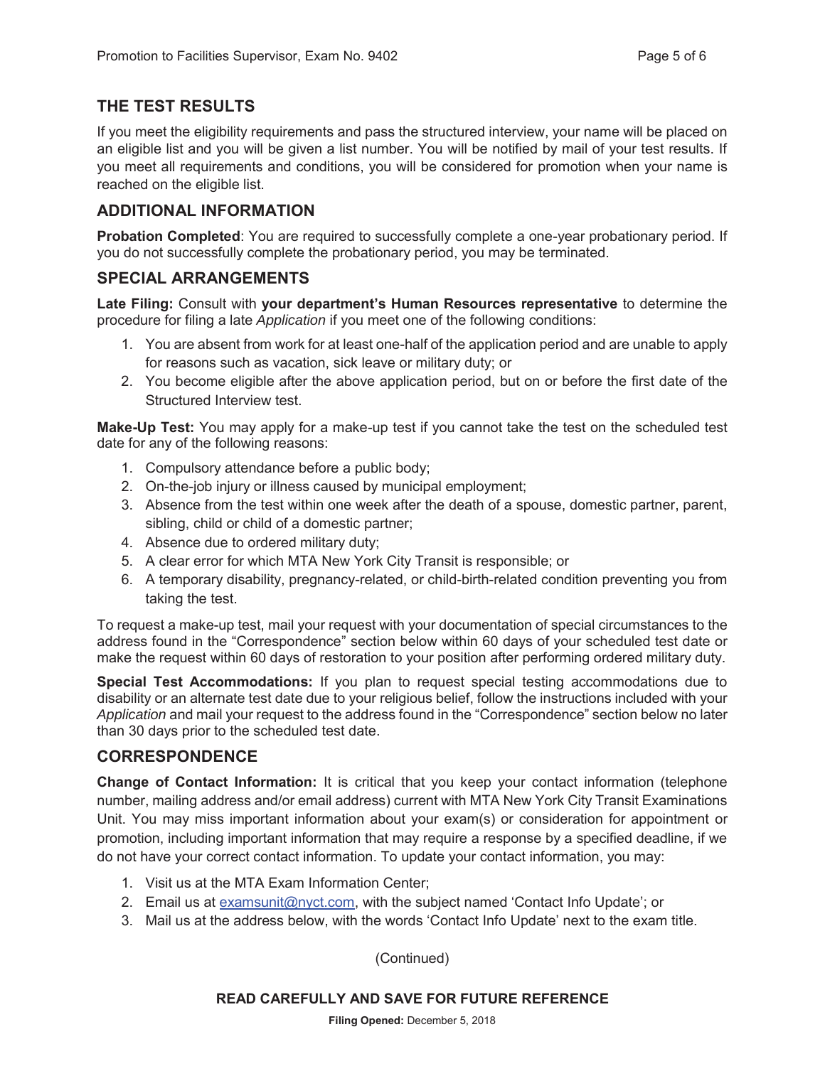## THE TEST RESULTS

If you meet the eligibility requirements and pass the structured interview, your name will be placed on an eligible list and you will be given a list number. You will be notified by mail of your test results. If you meet all requirements and conditions, you will be considered for promotion when your name is reached on the eligible list.

## ADDITIONAL INFORMATION

**Probation Completed**: You are required to successfully complete a one-year probationary period. If you do not successfully complete the probationary period, you may be terminated.

## SPECIAL ARRANGEMENTS

**Late Filing:** Consult with **your department's Human Resources representative** to determine the procedure for filing a late *Application* if you meet one of the following conditions:

1. You are absent from work for at least one-half of the application period and are unable to apply for reasons such as vacation, sick leave or military duty; or
2. You become eligible after the above application period, but on or before the first date of the Structured Interview test.

**Make-Up Test:** You may apply for a make-up test if you cannot take the test on the scheduled test date for any of the following reasons:

1. Compulsory attendance before a public body;
2. On-the-job injury or illness caused by municipal employment;
3. Absence from the test within one week after the death of a spouse, domestic partner, parent, sibling, child or child of a domestic partner;
4. Absence due to ordered military duty;
5. A clear error for which MTA New York City Transit is responsible; or
6. A temporary disability, pregnancy-related, or child-birth-related condition preventing you from taking the test.

To request a make-up test, mail your request with your documentation of special circumstances to the address found in the "Correspondence" section below within 60 days of your scheduled test date or make the request within 60 days of restoration to your position after performing ordered military duty.

**Special Test Accommodations:** If you plan to request special testing accommodations due to disability or an alternate test date due to your religious belief, follow the instructions included with your *Application* and mail your request to the address found in the "Correspondence" section below no later than 30 days prior to the scheduled test date.

## CORRESPONDENCE

**Change of Contact Information:** It is critical that you keep your contact information (telephone number, mailing address and/or email address) current with MTA New York City Transit Examinations Unit. You may miss important information about your exam(s) or consideration for appointment or promotion, including important information that may require a response by a specified deadline, if we do not have your correct contact information. To update your contact information, you may:

1. Visit us at the MTA Exam Information Center;
2. Email us at examsunit@nyct.com, with the subject named 'Contact Info Update'; or
3. Mail us at the address below, with the words 'Contact Info Update' next to the exam title.

(Continued)

**READ CAREFULLY AND SAVE FOR FUTURE REFERENCE**

**Filing Opened:** December 5, 2018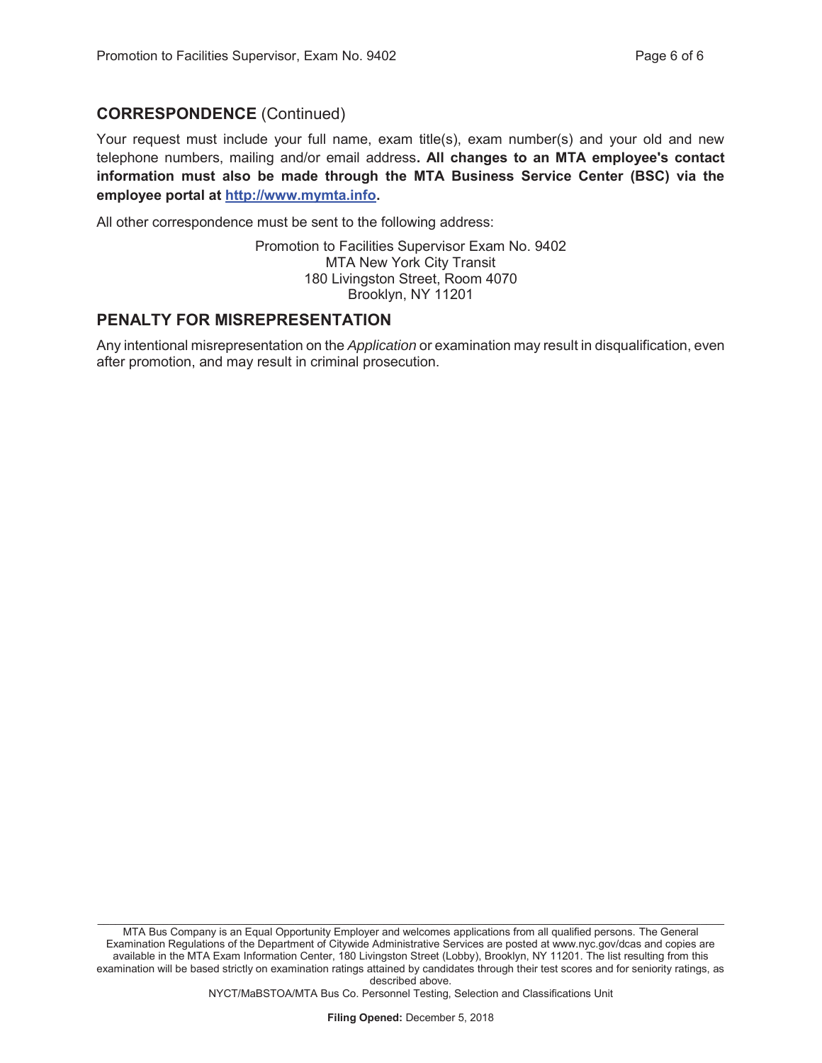## CORRESPONDENCE (Continued)

Your request must include your full name, exam title(s), exam number(s) and your old and new telephone numbers, mailing and/or email address**. All changes to an MTA employee's contact information must also be made through the MTA Business Service Center (BSC) via the employee portal at [http://www.mymta.info](http://www.mymta.info).**

All other correspondence must be sent to the following address:

Promotion to Facilities Supervisor Exam No. 9402
MTA New York City Transit
180 Livingston Street, Room 4070
Brooklyn, NY 11201

## PENALTY FOR MISREPRESENTATION

Any intentional misrepresentation on the *Application* or examination may result in disqualification, even after promotion, and may result in criminal prosecution.

---

MTA Bus Company is an Equal Opportunity Employer and welcomes applications from all qualified persons. The General Examination Regulations of the Department of Citywide Administrative Services are posted at www.nyc.gov/dcas and copies are available in the MTA Exam Information Center, 180 Livingston Street (Lobby), Brooklyn, NY 11201. The list resulting from this examination will be based strictly on examination ratings attained by candidates through their test scores and for seniority ratings, as described above.

NYCT/MaBSTOA/MTA Bus Co. Personnel Testing, Selection and Classifications Unit

**Filing Opened:** December 5, 2018